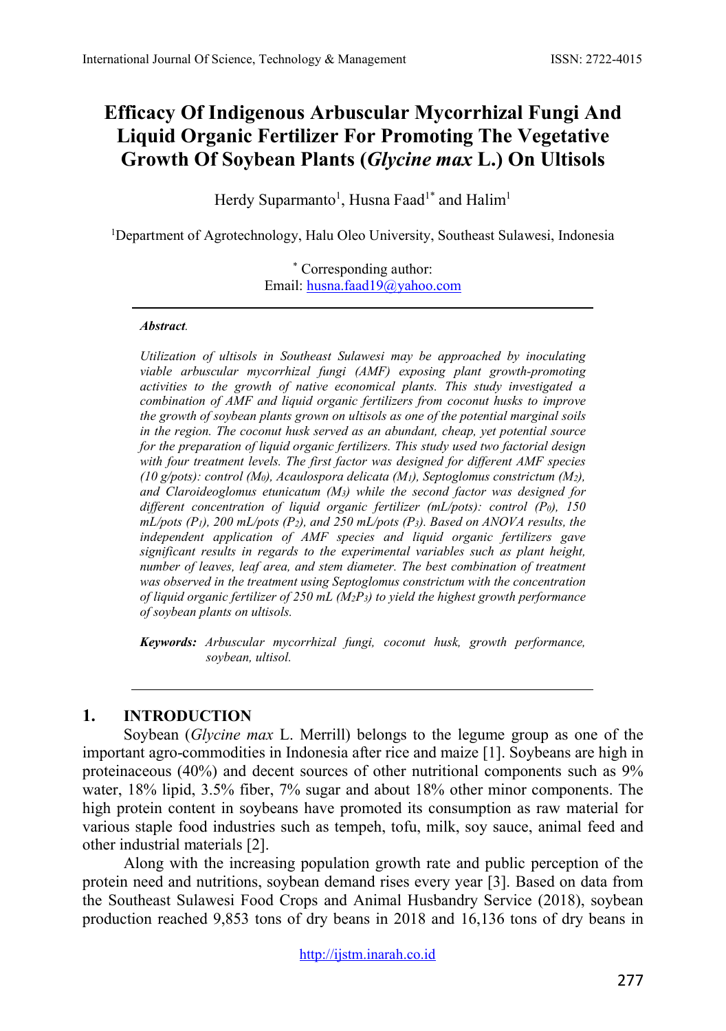# Efficacy Of Indigenous Arbuscular Mycorrhizal Fungi And Liquid Organic Fertilizer For Promoting The Vegetative Growth Of Soybean Plants (*Glycine max* L.) On Ultisols

Herdy Suparmanto[1], Husna Faad[1*] and Halim[1]

[1]Department of Agrotechnology, Halu Oleo University, Southeast Sulawesi, Indonesia

[*] Corresponding author:
Email: husna.faad19@yahoo.com

***Abstract.***

*Utilization of ultisols in Southeast Sulawesi may be approached by inoculating viable arbuscular mycorrhizal fungi (AMF) exposing plant growth-promoting activities to the growth of native economical plants. This study investigated a combination of AMF and liquid organic fertilizers from coconut husks to improve the growth of soybean plants grown on ultisols as one of the potential marginal soils in the region. The coconut husk served as an abundant, cheap, yet potential source for the preparation of liquid organic fertilizers. This study used two factorial design with four treatment levels. The first factor was designed for different AMF species (10 g/pots): control ($M_0$), Acaulospora delicata ($M_1$), Septoglomus constrictum ($M_2$), and Claroideoglomus etunicatum ($M_3$) while the second factor was designed for different concentration of liquid organic fertilizer (mL/pots): control ($P_0$), 150 mL/pots ($P_1$), 200 mL/pots ($P_2$), and 250 mL/pots ($P_3$). Based on ANOVA results, the independent application of AMF species and liquid organic fertilizers gave significant results in regards to the experimental variables such as plant height, number of leaves, leaf area, and stem diameter. The best combination of treatment was observed in the treatment using Septoglomus constrictum with the concentration of liquid organic fertilizer of 250 mL ($M_2P_3$) to yield the highest growth performance of soybean plants on ultisols.*

**Keywords:** *Arbuscular mycorrhizal fungi, coconut husk, growth performance, soybean, ultisol.*

## 1. INTRODUCTION

Soybean (*Glycine max* L. Merrill) belongs to the legume group as one of the important agro-commodities in Indonesia after rice and maize [1]. Soybeans are high in proteinaceous (40%) and decent sources of other nutritional components such as 9% water, 18% lipid, 3.5% fiber, 7% sugar and about 18% other minor components. The high protein content in soybeans have promoted its consumption as raw material for various staple food industries such as tempeh, tofu, milk, soy sauce, animal feed and other industrial materials [2].

Along with the increasing population growth rate and public perception of the protein need and nutritions, soybean demand rises every year [3]. Based on data from the Southeast Sulawesi Food Crops and Animal Husbandry Service (2018), soybean production reached 9,853 tons of dry beans in 2018 and 16,136 tons of dry beans in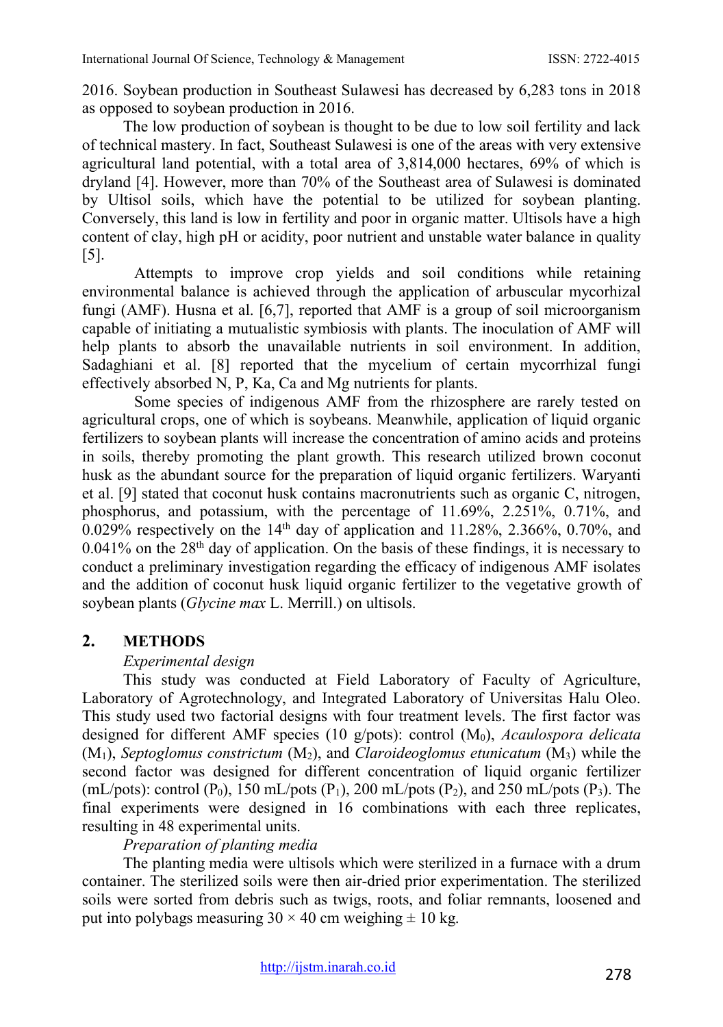2016. Soybean production in Southeast Sulawesi has decreased by 6,283 tons in 2018 as opposed to soybean production in 2016.

The low production of soybean is thought to be due to low soil fertility and lack of technical mastery. In fact, Southeast Sulawesi is one of the areas with very extensive agricultural land potential, with a total area of 3,814,000 hectares, 69% of which is dryland [4]. However, more than 70% of the Southeast area of Sulawesi is dominated by Ultisol soils, which have the potential to be utilized for soybean planting. Conversely, this land is low in fertility and poor in organic matter. Ultisols have a high content of clay, high pH or acidity, poor nutrient and unstable water balance in quality [5].

Attempts to improve crop yields and soil conditions while retaining environmental balance is achieved through the application of arbuscular mycorhizal fungi (AMF). Husna et al. [6,7], reported that AMF is a group of soil microorganism capable of initiating a mutualistic symbiosis with plants. The inoculation of AMF will help plants to absorb the unavailable nutrients in soil environment. In addition, Sadaghiani et al. [8] reported that the mycelium of certain mycorrhizal fungi effectively absorbed N, P, Ka, Ca and Mg nutrients for plants.

Some species of indigenous AMF from the rhizosphere are rarely tested on agricultural crops, one of which is soybeans. Meanwhile, application of liquid organic fertilizers to soybean plants will increase the concentration of amino acids and proteins in soils, thereby promoting the plant growth. This research utilized brown coconut husk as the abundant source for the preparation of liquid organic fertilizers. Waryanti et al. [9] stated that coconut husk contains macronutrients such as organic C, nitrogen, phosphorus, and potassium, with the percentage of 11.69%, 2.251%, 0.71%, and 0.029% respectively on the 14$^{th}$ day of application and 11.28%, 2.366%, 0.70%, and 0.041% on the 28$^{th}$ day of application. On the basis of these findings, it is necessary to conduct a preliminary investigation regarding the efficacy of indigenous AMF isolates and the addition of coconut husk liquid organic fertilizer to the vegetative growth of soybean plants (*Glycine max* L. Merrill.) on ultisols.

## 2. METHODS

*Experimental design*

This study was conducted at Field Laboratory of Faculty of Agriculture, Laboratory of Agrotechnology, and Integrated Laboratory of Universitas Halu Oleo. This study used two factorial designs with four treatment levels. The first factor was designed for different AMF species (10 g/pots): control ($M_0$), *Acaulospora delicata* ($M_1$), *Septoglomus constrictum* ($M_2$), and *Claroideoglomus etunicatum* ($M_3$) while the second factor was designed for different concentration of liquid organic fertilizer (mL/pots): control ($P_0$), 150 mL/pots ($P_1$), 200 mL/pots ($P_2$), and 250 mL/pots ($P_3$). The final experiments were designed in 16 combinations with each three replicates, resulting in 48 experimental units.

*Preparation of planting media*

The planting media were ultisols which were sterilized in a furnace with a drum container. The sterilized soils were then air-dried prior experimentation. The sterilized soils were sorted from debris such as twigs, roots, and foliar remnants, loosened and put into polybags measuring 30 × 40 cm weighing ± 10 kg.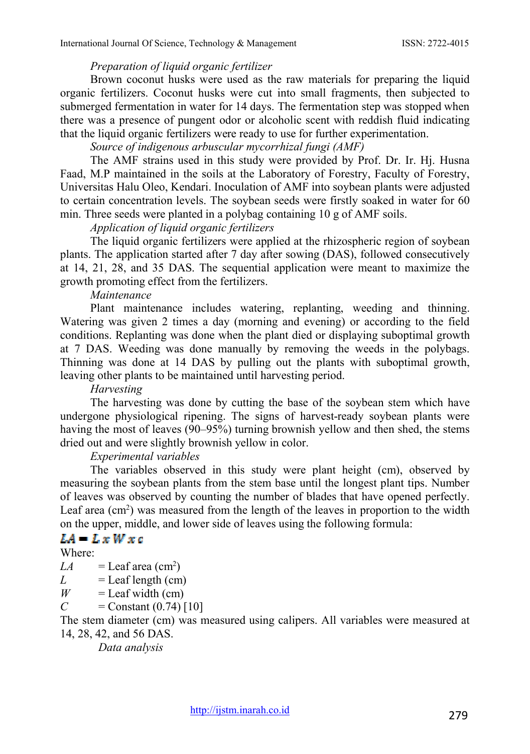*Preparation of liquid organic fertilizer*

Brown coconut husks were used as the raw materials for preparing the liquid organic fertilizers. Coconut husks were cut into small fragments, then subjected to submerged fermentation in water for 14 days. The fermentation step was stopped when there was a presence of pungent odor or alcoholic scent with reddish fluid indicating that the liquid organic fertilizers were ready to use for further experimentation.

*Source of indigenous arbuscular mycorrhizal fungi (AMF)*

The AMF strains used in this study were provided by Prof. Dr. Ir. Hj. Husna Faad, M.P maintained in the soils at the Laboratory of Forestry, Faculty of Forestry, Universitas Halu Oleo, Kendari. Inoculation of AMF into soybean plants were adjusted to certain concentration levels. The soybean seeds were firstly soaked in water for 60 min. Three seeds were planted in a polybag containing 10 g of AMF soils.

*Application of liquid organic fertilizers*

The liquid organic fertilizers were applied at the rhizospheric region of soybean plants. The application started after 7 day after sowing (DAS), followed consecutively at 14, 21, 28, and 35 DAS. The sequential application were meant to maximize the growth promoting effect from the fertilizers.

*Maintenance*

Plant maintenance includes watering, replanting, weeding and thinning. Watering was given 2 times a day (morning and evening) or according to the field conditions. Replanting was done when the plant died or displaying suboptimal growth at 7 DAS. Weeding was done manually by removing the weeds in the polybags. Thinning was done at 14 DAS by pulling out the plants with suboptimal growth, leaving other plants to be maintained until harvesting period.

*Harvesting*

The harvesting was done by cutting the base of the soybean stem which have undergone physiological ripening. The signs of harvest-ready soybean plants were having the most of leaves (90–95%) turning brownish yellow and then shed, the stems dried out and were slightly brownish yellow in color.

*Experimental variables*

The variables observed in this study were plant height (cm), observed by measuring the soybean plants from the stem base until the longest plant tips. Number of leaves was observed by counting the number of blades that have opened perfectly. Leaf area ($cm^2$) was measured from the length of the leaves in proportion to the width on the upper, middle, and lower side of leaves using the following formula:

$$LA = L \times W \times c$$

Where:

$LA$ = Leaf area ($cm^2$)
$L$ = Leaf length (cm)
$W$ = Leaf width (cm)
$C$ = Constant (0.74) [10]

The stem diameter (cm) was measured using calipers. All variables were measured at 14, 28, 42, and 56 DAS.

*Data analysis*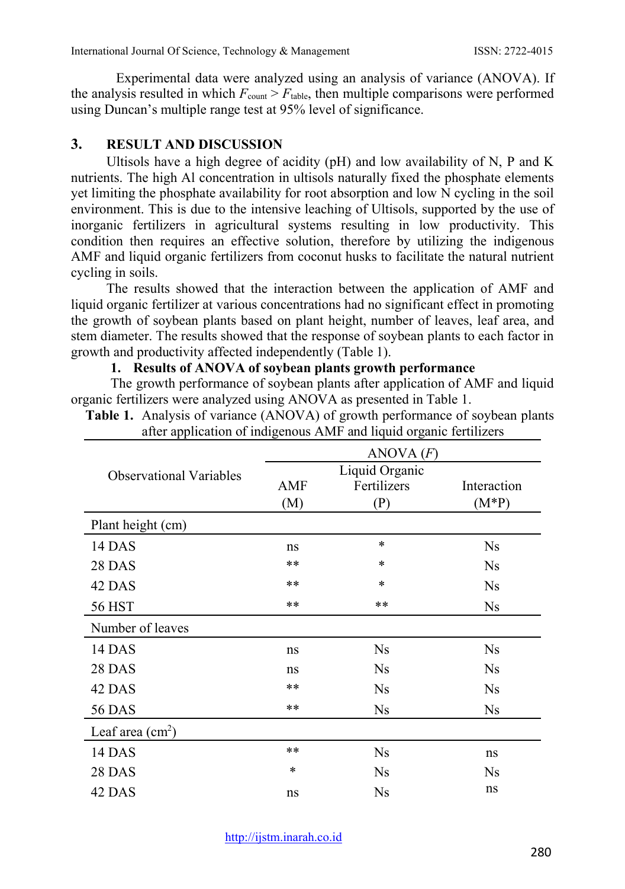Experimental data were analyzed using an analysis of variance (ANOVA). If the analysis resulted in which $F_{count} > F_{table}$, then multiple comparisons were performed using Duncan's multiple range test at 95% level of significance.

## 3. RESULT AND DISCUSSION

Ultisols have a high degree of acidity (pH) and low availability of N, P and K nutrients. The high Al concentration in ultisols naturally fixed the phosphate elements yet limiting the phosphate availability for root absorption and low N cycling in the soil environment. This is due to the intensive leaching of Ultisols, supported by the use of inorganic fertilizers in agricultural systems resulting in low productivity. This condition then requires an effective solution, therefore by utilizing the indigenous AMF and liquid organic fertilizers from coconut husks to facilitate the natural nutrient cycling in soils.

The results showed that the interaction between the application of AMF and liquid organic fertilizer at various concentrations had no significant effect in promoting the growth of soybean plants based on plant height, number of leaves, leaf area, and stem diameter. The results showed that the response of soybean plants to each factor in growth and productivity affected independently (Table 1).

### 1. Results of ANOVA of soybean plants growth performance

The growth performance of soybean plants after application of AMF and liquid organic fertilizers were analyzed using ANOVA as presented in Table 1.

**Table 1.** Analysis of variance (ANOVA) of growth performance of soybean plants after application of indigenous AMF and liquid organic fertilizers

| Observational Variables | ANOVA (*F*) | | |
|---|---|---|---|
| | AMF (M) | Liquid Organic Fertilizers (P) | Interaction (M*P) |
| Plant height (cm) | | | |
| 14 DAS | ns | * | Ns |
| 28 DAS | ** | * | Ns |
| 42 DAS | ** | * | Ns |
| 56 HST | ** | ** | Ns |
| Number of leaves | | | |
| 14 DAS | ns | Ns | Ns |
| 28 DAS | ns | Ns | Ns |
| 42 DAS | ** | Ns | Ns |
| 56 DAS | ** | Ns | Ns |
| Leaf area ($cm^2$) | | | |
| 14 DAS | ** | Ns | ns |
| 28 DAS | * | Ns | Ns |
| 42 DAS | ns | Ns | ns |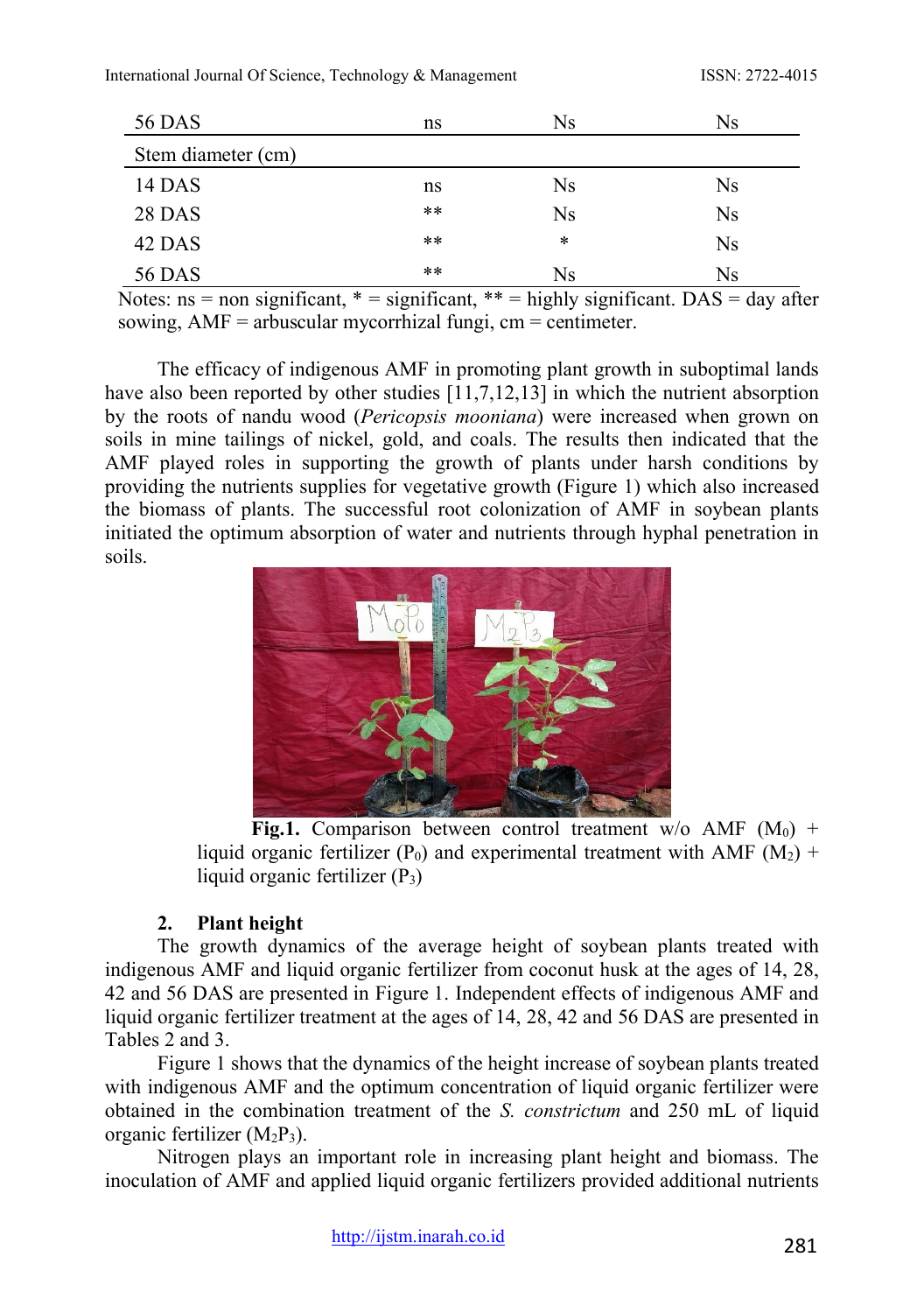| | | | |
|---|---|---|---|
| 56 DAS | ns | Ns | Ns |
| Stem diameter (cm) | | | |
| 14 DAS | ns | Ns | Ns |
| 28 DAS | ** | Ns | Ns |
| 42 DAS | ** | * | Ns |
| 56 DAS | ** | Ns | Ns |

Notes: ns = non significant, * = significant, ** = highly significant. DAS = day after sowing, AMF = arbuscular mycorrhizal fungi, cm = centimeter.

The efficacy of indigenous AMF in promoting plant growth in suboptimal lands have also been reported by other studies [11,7,12,13] in which the nutrient absorption by the roots of nandu wood (*Pericopsis mooniana*) were increased when grown on soils in mine tailings of nickel, gold, and coals. The results then indicated that the AMF played roles in supporting the growth of plants under harsh conditions by providing the nutrients supplies for vegetative growth (Figure 1) which also increased the biomass of plants. The successful root colonization of AMF in soybean plants initiated the optimum absorption of water and nutrients through hyphal penetration in soils.

**Fig.1.** Comparison between control treatment w/o AMF ($M_0$) + liquid organic fertilizer ($P_0$) and experimental treatment with AMF ($M_2$) + liquid organic fertilizer ($P_3$)

### 2. Plant height

The growth dynamics of the average height of soybean plants treated with indigenous AMF and liquid organic fertilizer from coconut husk at the ages of 14, 28, 42 and 56 DAS are presented in Figure 1. Independent effects of indigenous AMF and liquid organic fertilizer treatment at the ages of 14, 28, 42 and 56 DAS are presented in Tables 2 and 3.

Figure 1 shows that the dynamics of the height increase of soybean plants treated with indigenous AMF and the optimum concentration of liquid organic fertilizer were obtained in the combination treatment of the *S. constrictum* and 250 mL of liquid organic fertilizer ($M_2P_3$).

Nitrogen plays an important role in increasing plant height and biomass. The inoculation of AMF and applied liquid organic fertilizers provided additional nutrients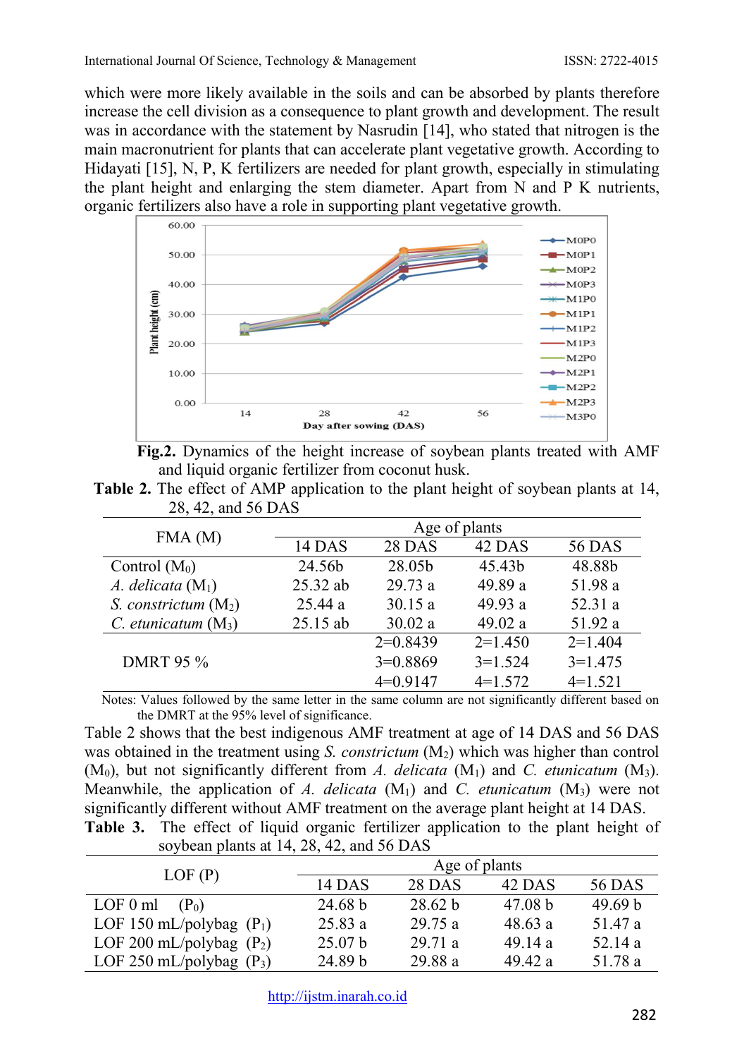which were more likely available in the soils and can be absorbed by plants therefore increase the cell division as a consequence to plant growth and development. The result was in accordance with the statement by Nasrudin [14], who stated that nitrogen is the main macronutrient for plants that can accelerate plant vegetative growth. According to Hidayati [15], N, P, K fertilizers are needed for plant growth, especially in stimulating the plant height and enlarging the stem diameter. Apart from N and P K nutrients, organic fertilizers also have a role in supporting plant vegetative growth.

**Fig.2.** Dynamics of the height increase of soybean plants treated with AMF and liquid organic fertilizer from coconut husk.

**Table 2.** The effect of AMP application to the plant height of soybean plants at 14, 28, 42, and 56 DAS

| FMA (M) | Age of plants | | | |
|---|---|---|---|---|
| | 14 DAS | 28 DAS | 42 DAS | 56 DAS |
| Control ($M_0$) | 24.56b | 28.05b | 45.43b | 48.88b |
| *A. delicata* ($M_1$) | 25.32 ab | 29.73 a | 49.89 a | 51.98 a |
| *S. constrictum* ($M_2$) | 25.44 a | 30.15 a | 49.93 a | 52.31 a |
| *C. etunicatum* ($M_3$) | 25.15 ab | 30.02 a | 49.02 a | 51.92 a |
| DMRT 95 % | | 2=0.8439<br>3=0.8869<br>4=0.9147 | 2=1.450<br>3=1.524<br>4=1.572 | 2=1.404<br>3=1.475<br>4=1.521 |

Notes: Values followed by the same letter in the same column are not significantly different based on the DMRT at the 95% level of significance.

Table 2 shows that the best indigenous AMF treatment at age of 14 DAS and 56 DAS was obtained in the treatment using *S. constrictum* ($M_2$) which was higher than control ($M_0$), but not significantly different from *A. delicata* ($M_1$) and *C. etunicatum* ($M_3$). Meanwhile, the application of *A. delicata* ($M_1$) and *C. etunicatum* ($M_3$) were not significantly different without AMF treatment on the average plant height at 14 DAS.

**Table 3.** The effect of liquid organic fertilizer application to the plant height of soybean plants at 14, 28, 42, and 56 DAS

| LOF (P) | Age of plants | | | |
|---|---|---|---|---|
| | 14 DAS | 28 DAS | 42 DAS | 56 DAS |
| LOF 0 ml ($P_0$) | 24.68 b | 28.62 b | 47.08 b | 49.69 b |
| LOF 150 mL/polybag ($P_1$) | 25.83 a | 29.75 a | 48.63 a | 51.47 a |
| LOF 200 mL/polybag ($P_2$) | 25.07 b | 29.71 a | 49.14 a | 52.14 a |
| LOF 250 mL/polybag ($P_3$) | 24.89 b | 29.88 a | 49.42 a | 51.78 a |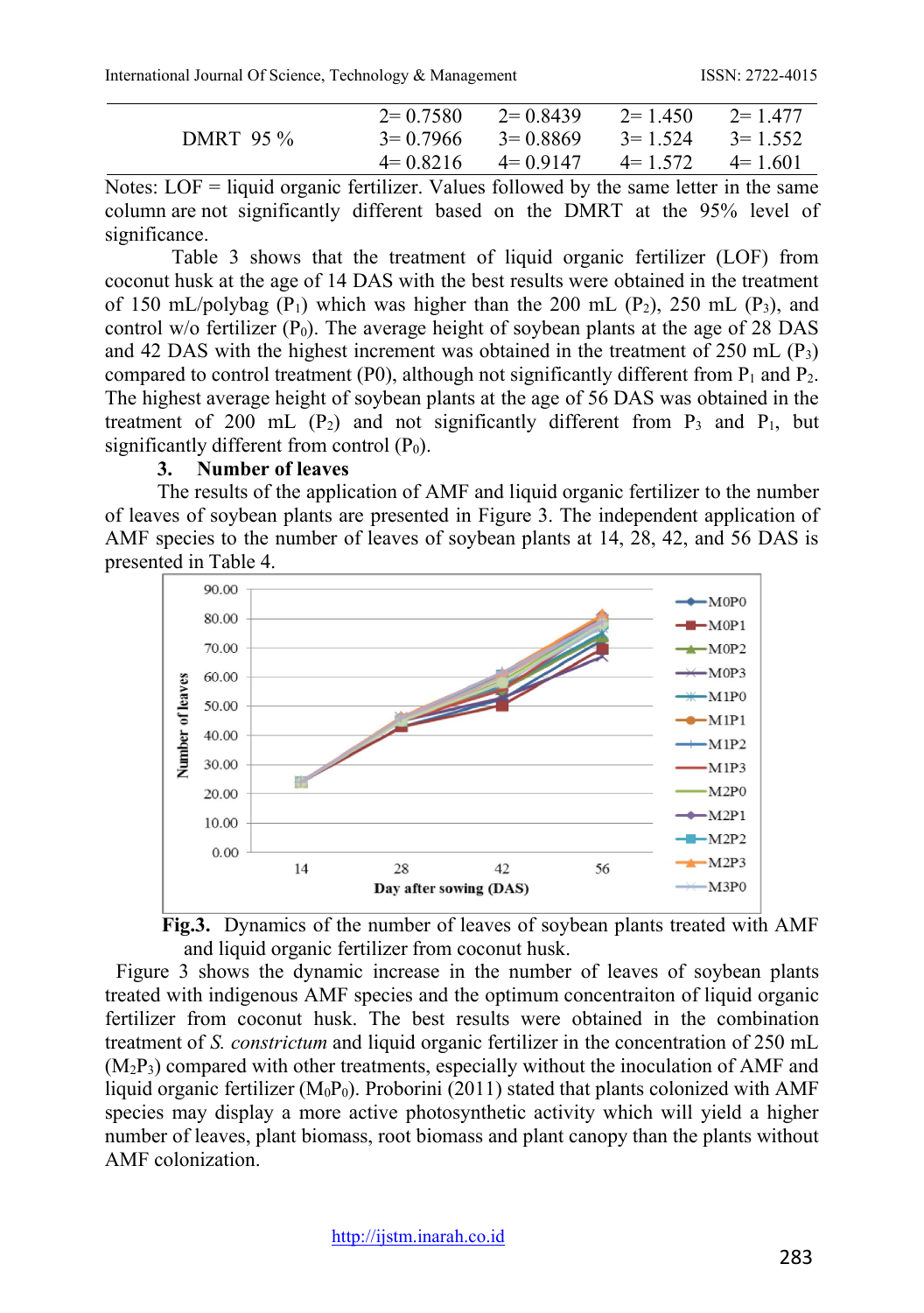| | | | | |
|---|---|---|---|---|
| DMRT 95 % | 2= 0.7580 | 2= 0.8439 | 2= 1.450 | 2= 1.477 |
| | 3= 0.7966 | 3= 0.8869 | 3= 1.524 | 3= 1.552 |
| | 4= 0.8216 | 4= 0.9147 | 4= 1.572 | 4= 1.601 |

Notes: LOF = liquid organic fertilizer. Values followed by the same letter in the same column are not significantly different based on the DMRT at the 95% level of significance.

Table 3 shows that the treatment of liquid organic fertilizer (LOF) from coconut husk at the age of 14 DAS with the best results were obtained in the treatment of 150 mL/polybag ($P_1$) which was higher than the 200 mL ($P_2$), 250 mL ($P_3$), and control w/o fertilizer ($P_0$). The average height of soybean plants at the age of 28 DAS and 42 DAS with the highest increment was obtained in the treatment of 250 mL ($P_3$) compared to control treatment (P0), although not significantly different from $P_1$ and $P_2$. The highest average height of soybean plants at the age of 56 DAS was obtained in the treatment of 200 mL ($P_2$) and not significantly different from $P_3$ and $P_1$, but significantly different from control ($P_0$).

### 3. Number of leaves

The results of the application of AMF and liquid organic fertilizer to the number of leaves of soybean plants are presented in Figure 3. The independent application of AMF species to the number of leaves of soybean plants at 14, 28, 42, and 56 DAS is presented in Table 4.

**Fig.3.** Dynamics of the number of leaves of soybean plants treated with AMF and liquid organic fertilizer from coconut husk.

Figure 3 shows the dynamic increase in the number of leaves of soybean plants treated with indigenous AMF species and the optimum concentraiton of liquid organic fertilizer from coconut husk. The best results were obtained in the combination treatment of *S. constrictum* and liquid organic fertilizer in the concentration of 250 mL ($M_2P_3$) compared with other treatments, especially without the inoculation of AMF and liquid organic fertilizer ($M_0P_0$). Proborini (2011) stated that plants colonized with AMF species may display a more active photosynthetic activity which will yield a higher number of leaves, plant biomass, root biomass and plant canopy than the plants without AMF colonization.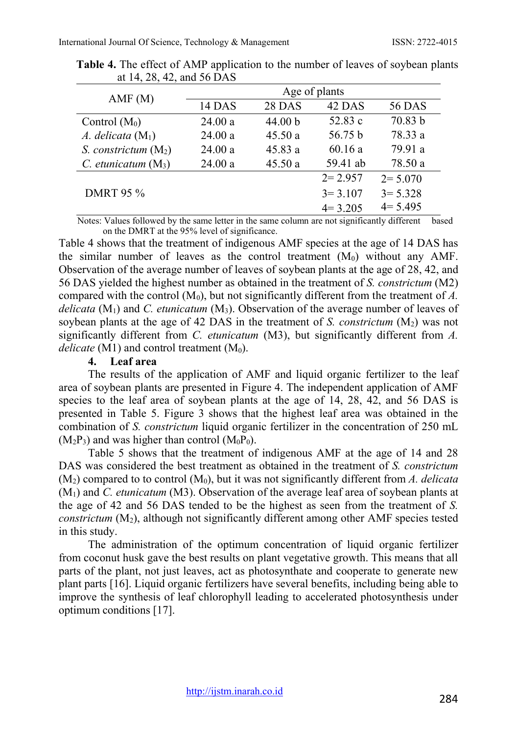**Table 4.** The effect of AMP application to the number of leaves of soybean plants at 14, 28, 42, and 56 DAS

| AMF (M) | Age of plants | | | |
|---|---|---|---|---|
| | 14 DAS | 28 DAS | 42 DAS | 56 DAS |
| Control ($M_0$) | 24.00 a | 44.00 b | 52.83 c | 70.83 b |
| *A. delicata* ($M_1$) | 24.00 a | 45.50 a | 56.75 b | 78.33 a |
| *S. constrictum* ($M_2$) | 24.00 a | 45.83 a | 60.16 a | 79.91 a |
| *C. etunicatum* ($M_3$) | 24.00 a | 45.50 a | 59.41 ab | 78.50 a |
| DMRT 95 % | | | 2= 2.957<br>3= 3.107<br>4= 3.205 | 2= 5.070<br>3= 5.328<br>4= 5.495 |

Notes: Values followed by the same letter in the same column are not significantly different based on the DMRT at the 95% level of significance.

Table 4 shows that the treatment of indigenous AMF species at the age of 14 DAS has the similar number of leaves as the control treatment ($M_0$) without any AMF. Observation of the average number of leaves of soybean plants at the age of 28, 42, and 56 DAS yielded the highest number as obtained in the treatment of *S. constrictum* (M2) compared with the control ($M_0$), but not significantly different from the treatment of *A. delicata* ($M_1$) and *C. etunicatum* ($M_3$). Observation of the average number of leaves of soybean plants at the age of 42 DAS in the treatment of *S. constrictum* ($M_2$) was not significantly different from *C. etunicatum* (M3), but significantly different from *A. delicate* (M1) and control treatment ($M_0$).

### 4. Leaf area

The results of the application of AMF and liquid organic fertilizer to the leaf area of soybean plants are presented in Figure 4. The independent application of AMF species to the leaf area of soybean plants at the age of 14, 28, 42, and 56 DAS is presented in Table 5. Figure 3 shows that the highest leaf area was obtained in the combination of *S. constrictum* liquid organic fertilizer in the concentration of 250 mL ($M_2P_3$) and was higher than control ($M_0P_0$).

Table 5 shows that the treatment of indigenous AMF at the age of 14 and 28 DAS was considered the best treatment as obtained in the treatment of *S. constrictum* ($M_2$) compared to to control ($M_0$), but it was not significantly different from *A. delicata* ($M_1$) and *C. etunicatum* (M3). Observation of the average leaf area of soybean plants at the age of 42 and 56 DAS tended to be the highest as seen from the treatment of *S. constrictum* ($M_2$), although not significantly different among other AMF species tested in this study.

The administration of the optimum concentration of liquid organic fertilizer from coconut husk gave the best results on plant vegetative growth. This means that all parts of the plant, not just leaves, act as photosynthate and cooperate to generate new plant parts [16]. Liquid organic fertilizers have several benefits, including being able to improve the synthesis of leaf chlorophyll leading to accelerated photosynthesis under optimum conditions [17].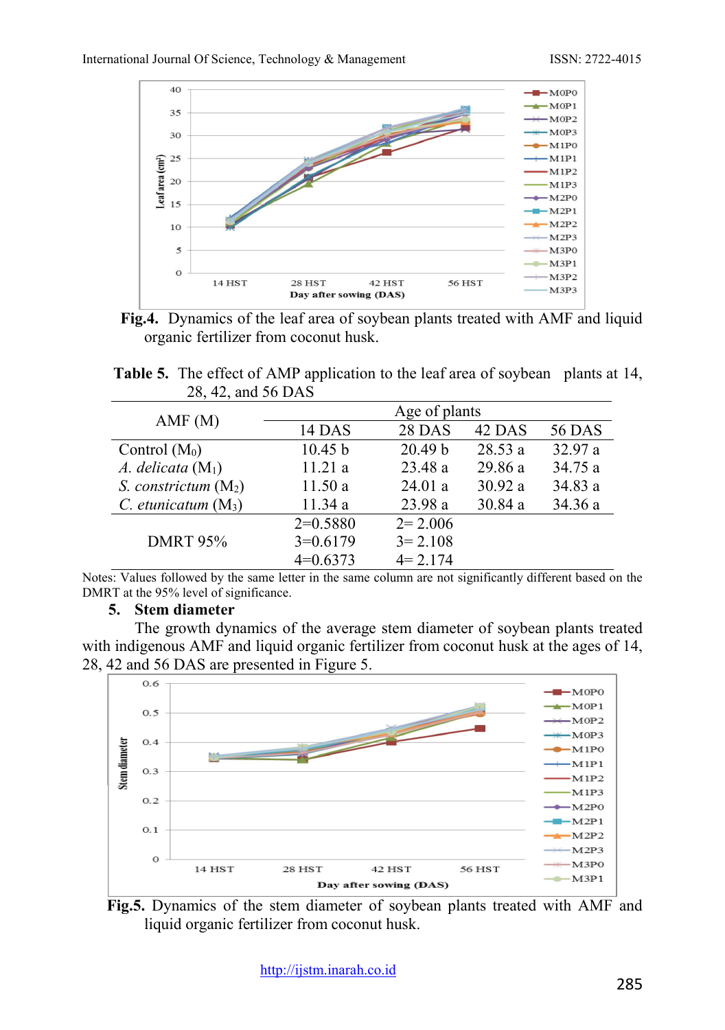**Fig.4.** Dynamics of the leaf area of soybean plants treated with AMF and liquid organic fertilizer from coconut husk.

**Table 5.** The effect of AMP application to the leaf area of soybean plants at 14, 28, 42, and 56 DAS

| AMF (M) | Age of plants | | | |
|---|---|---|---|---|
| | 14 DAS | 28 DAS | 42 DAS | 56 DAS |
| Control ($M_0$) | 10.45 b | 20.49 b | 28.53 a | 32.97 a |
| *A. delicata* ($M_1$) | 11.21 a | 23.48 a | 29.86 a | 34.75 a |
| *S. constrictum* ($M_2$) | 11.50 a | 24.01 a | 30.92 a | 34.83 a |
| *C. etunicatum* ($M_3$) | 11.34 a | 23.98 a | 30.84 a | 34.36 a |
| DMRT 95% | 2=0.5880<br>3=0.6179<br>4=0.6373 | 2= 2.006<br>3= 2.108<br>4= 2.174 | | |

Notes: Values followed by the same letter in the same column are not significantly different based on the DMRT at the 95% level of significance.

## 5. Stem diameter

The growth dynamics of the average stem diameter of soybean plants treated with indigenous AMF and liquid organic fertilizer from coconut husk at the ages of 14, 28, 42 and 56 DAS are presented in Figure 5.

**Fig.5.** Dynamics of the stem diameter of soybean plants treated with AMF and liquid organic fertilizer from coconut husk.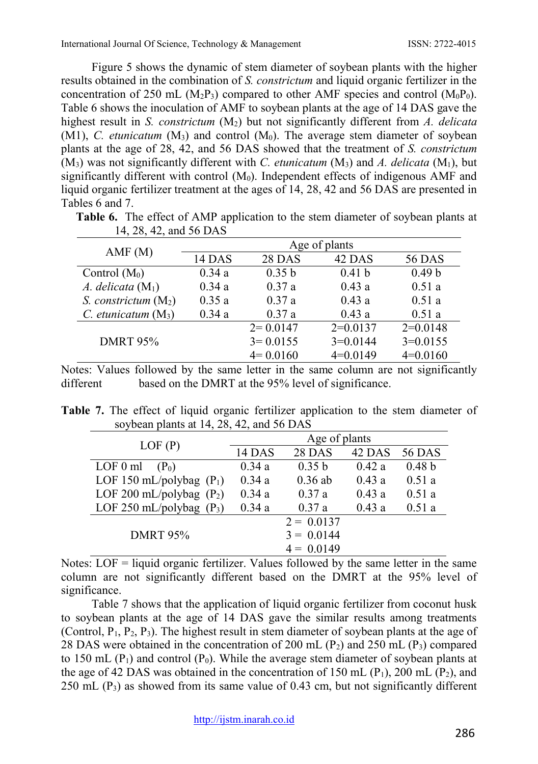Figure 5 shows the dynamic of stem diameter of soybean plants with the higher results obtained in the combination of *S. constrictum* and liquid organic fertilizer in the concentration of 250 mL ($M_2P_3$) compared to other AMF species and control ($M_0P_0$). Table 6 shows the inoculation of AMF to soybean plants at the age of 14 DAS gave the highest result in *S. constrictum* ($M_2$) but not significantly different from *A. delicata* (M1), *C. etunicatum* ($M_3$) and control ($M_0$). The average stem diameter of soybean plants at the age of 28, 42, and 56 DAS showed that the treatment of *S. constrictum* ($M_3$) was not significantly different with *C. etunicatum* ($M_3$) and *A. delicata* ($M_1$), but significantly different with control ($M_0$). Independent effects of indigenous AMF and liquid organic fertilizer treatment at the ages of 14, 28, 42 and 56 DAS are presented in Tables 6 and 7.

**Table 6.** The effect of AMP application to the stem diameter of soybean plants at 14, 28, 42, and 56 DAS

| AMF (M) | Age of plants | | | |
|---|---|---|---|---|
| | 14 DAS | 28 DAS | 42 DAS | 56 DAS |
| Control ($M_0$) | 0.34 a | 0.35 b | 0.41 b | 0.49 b |
| *A. delicata* ($M_1$) | 0.34 a | 0.37 a | 0.43 a | 0.51 a |
| *S. constrictum* ($M_2$) | 0.35 a | 0.37 a | 0.43 a | 0.51 a |
| *C. etunicatum* ($M_3$) | 0.34 a | 0.37 a | 0.43 a | 0.51 a |
| DMRT 95% | | 2= 0.0147<br>3= 0.0155<br>4= 0.0160 | 2=0.0137<br>3=0.0144<br>4=0.0149 | 2=0.0148<br>3=0.0155<br>4=0.0160 |

Notes: Values followed by the same letter in the same column are not significantly different based on the DMRT at the 95% level of significance.

**Table 7.** The effect of liquid organic fertilizer application to the stem diameter of soybean plants at 14, 28, 42, and 56 DAS

| LOF (P) | Age of plants | | | |
|---|---|---|---|---|
| | 14 DAS | 28 DAS | 42 DAS | 56 DAS |
| LOF 0 ml ($P_0$) | 0.34 a | 0.35 b | 0.42 a | 0.48 b |
| LOF 150 mL/polybag ($P_1$) | 0.34 a | 0.36 ab | 0.43 a | 0.51 a |
| LOF 200 mL/polybag ($P_2$) | 0.34 a | 0.37 a | 0.43 a | 0.51 a |
| LOF 250 mL/polybag ($P_3$) | 0.34 a | 0.37 a | 0.43 a | 0.51 a |
| DMRT 95% | | 2 = 0.0137<br>3 = 0.0144<br>4 = 0.0149 | | |

Notes: LOF = liquid organic fertilizer. Values followed by the same letter in the same column are not significantly different based on the DMRT at the 95% level of significance.

Table 7 shows that the application of liquid organic fertilizer from coconut husk to soybean plants at the age of 14 DAS gave the similar results among treatments (Control, $P_1$, $P_2$, $P_3$). The highest result in stem diameter of soybean plants at the age of 28 DAS were obtained in the concentration of 200 mL ($P_2$) and 250 mL ($P_3$) compared to 150 mL ($P_1$) and control ($P_0$). While the average stem diameter of soybean plants at the age of 42 DAS was obtained in the concentration of 150 mL ($P_1$), 200 mL ($P_2$), and 250 mL ($P_3$) as showed from its same value of 0.43 cm, but not significantly different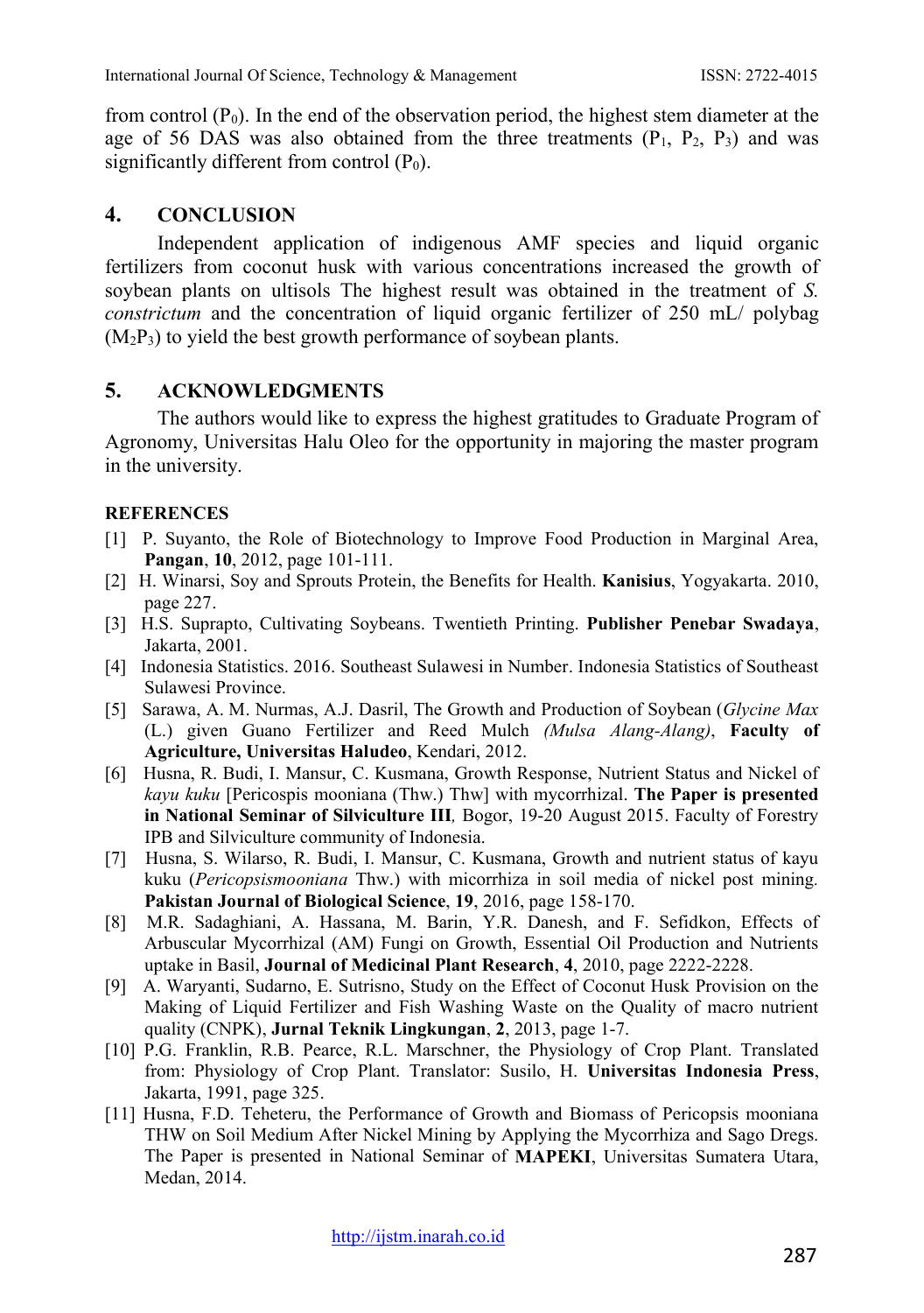from control ($P_0$). In the end of the observation period, the highest stem diameter at the age of 56 DAS was also obtained from the three treatments ($P_1$, $P_2$, $P_3$) and was significantly different from control ($P_0$).

## 4. CONCLUSION

Independent application of indigenous AMF species and liquid organic fertilizers from coconut husk with various concentrations increased the growth of soybean plants on ultisols The highest result was obtained in the treatment of *S. constrictum* and the concentration of liquid organic fertilizer of 250 mL/ polybag ($M_2P_3$) to yield the best growth performance of soybean plants.

## 5. ACKNOWLEDGMENTS

The authors would like to express the highest gratitudes to Graduate Program of Agronomy, Universitas Halu Oleo for the opportunity in majoring the master program in the university.

### REFERENCES

[1] P. Suyanto, the Role of Biotechnology to Improve Food Production in Marginal Area, **Pangan**, **10**, 2012, page 101-111.

[2] H. Winarsi, Soy and Sprouts Protein, the Benefits for Health. **Kanisius**, Yogyakarta. 2010, page 227.

[3] H.S. Suprapto, Cultivating Soybeans. Twentieth Printing. **Publisher Penebar Swadaya**, Jakarta, 2001.

[4] Indonesia Statistics. 2016. Southeast Sulawesi in Number. Indonesia Statistics of Southeast Sulawesi Province.

[5] Sarawa, A. M. Nurmas, A.J. Dasril, The Growth and Production of Soybean (*Glycine Max* (L.) given Guano Fertilizer and Reed Mulch *(Mulsa Alang-Alang)*, **Faculty of Agriculture, Universitas Haludeo**, Kendari, 2012.

[6] Husna, R. Budi, I. Mansur, C. Kusmana, Growth Response, Nutrient Status and Nickel of *kayu kuku* [Pericospis mooniana (Thw.) Thw] with mycorrhizal. **The Paper is presented in National Seminar of Silviculture III***,* Bogor, 19-20 August 2015. Faculty of Forestry IPB and Silviculture community of Indonesia.

[7] Husna, S. Wilarso, R. Budi, I. Mansur, C. Kusmana, Growth and nutrient status of kayu kuku (*Pericopsismooniana* Thw.) with micorrhiza in soil media of nickel post mining. **Pakistan Journal of Biological Science**, **19**, 2016, page 158-170.

[8] M.R. Sadaghiani, A. Hassana, M. Barin, Y.R. Danesh, and F. Sefidkon, Effects of Arbuscular Mycorrhizal (AM) Fungi on Growth, Essential Oil Production and Nutrients uptake in Basil, **Journal of Medicinal Plant Research**, **4**, 2010, page 2222-2228.

[9] A. Waryanti, Sudarno, E. Sutrisno, Study on the Effect of Coconut Husk Provision on the Making of Liquid Fertilizer and Fish Washing Waste on the Quality of macro nutrient quality (CNPK), **Jurnal Teknik Lingkungan**, **2**, 2013, page 1-7.

[10] P.G. Franklin, R.B. Pearce, R.L. Marschner, the Physiology of Crop Plant. Translated from: Physiology of Crop Plant. Translator: Susilo, H. **Universitas Indonesia Press**, Jakarta, 1991, page 325.

[11] Husna, F.D. Teheteru, the Performance of Growth and Biomass of Pericopsis mooniana THW on Soil Medium After Nickel Mining by Applying the Mycorrhiza and Sago Dregs. The Paper is presented in National Seminar of **MAPEKI**, Universitas Sumatera Utara, Medan, 2014.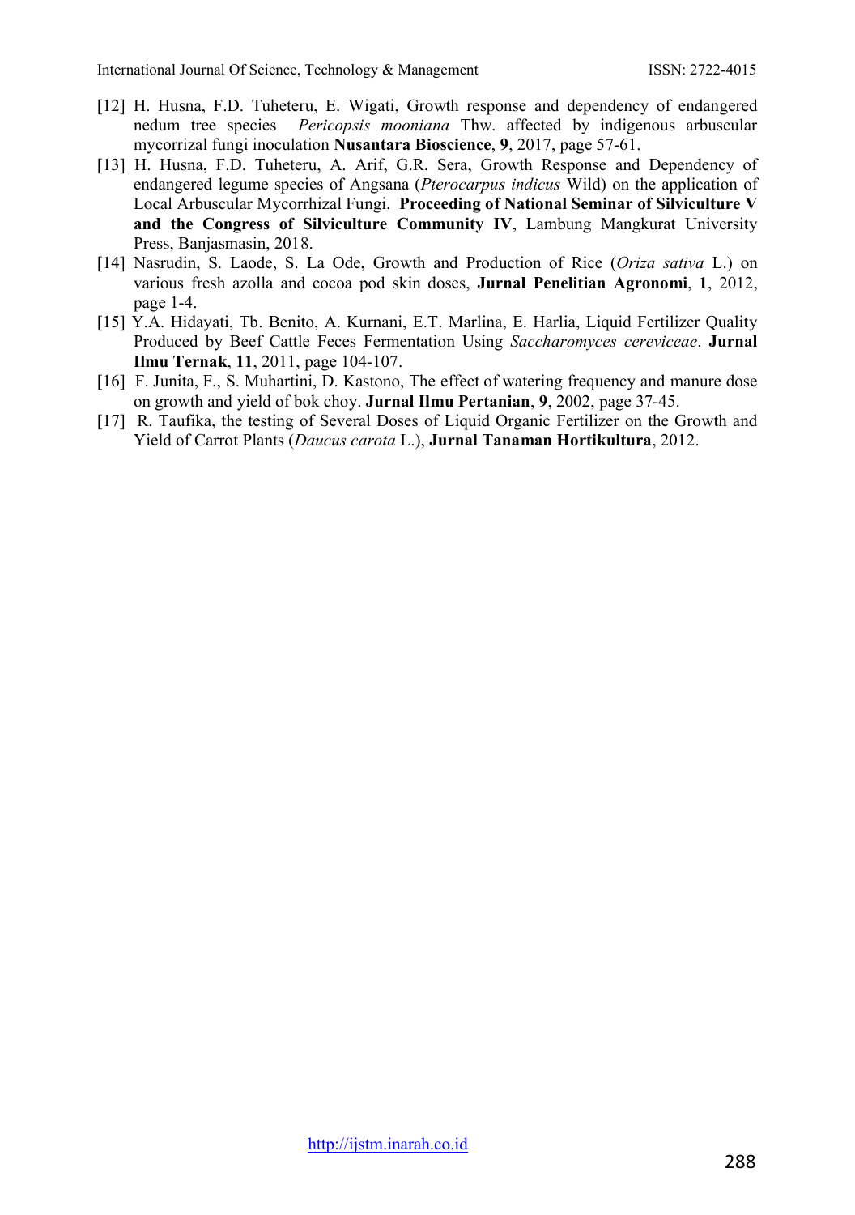[12] H. Husna, F.D. Tuheteru, E. Wigati, Growth response and dependency of endangered nedum tree species *Pericopsis mooniana* Thw. affected by indigenous arbuscular mycorrizal fungi inoculation **Nusantara Bioscience**, **9**, 2017, page 57-61.

[13] H. Husna, F.D. Tuheteru, A. Arif, G.R. Sera, Growth Response and Dependency of endangered legume species of Angsana (*Pterocarpus indicus* Wild) on the application of Local Arbuscular Mycorrhizal Fungi. **Proceeding of National Seminar of Silviculture V and the Congress of Silviculture Community IV**, Lambung Mangkurat University Press, Banjasmasin, 2018.

[14] Nasrudin, S. Laode, S. La Ode, Growth and Production of Rice (*Oriza sativa* L.) on various fresh azolla and cocoa pod skin doses, **Jurnal Penelitian Agronomi**, **1**, 2012, page 1-4.

[15] Y.A. Hidayati, Tb. Benito, A. Kurnani, E.T. Marlina, E. Harlia, Liquid Fertilizer Quality Produced by Beef Cattle Feces Fermentation Using *Saccharomyces cereviceae*. **Jurnal Ilmu Ternak**, **11**, 2011, page 104-107.

[16] F. Junita, F., S. Muhartini, D. Kastono, The effect of watering frequency and manure dose on growth and yield of bok choy. **Jurnal Ilmu Pertanian**, **9**, 2002, page 37-45.

[17] R. Taufika, the testing of Several Doses of Liquid Organic Fertilizer on the Growth and Yield of Carrot Plants (*Daucus carota* L.), **Jurnal Tanaman Hortikultura**, 2012.